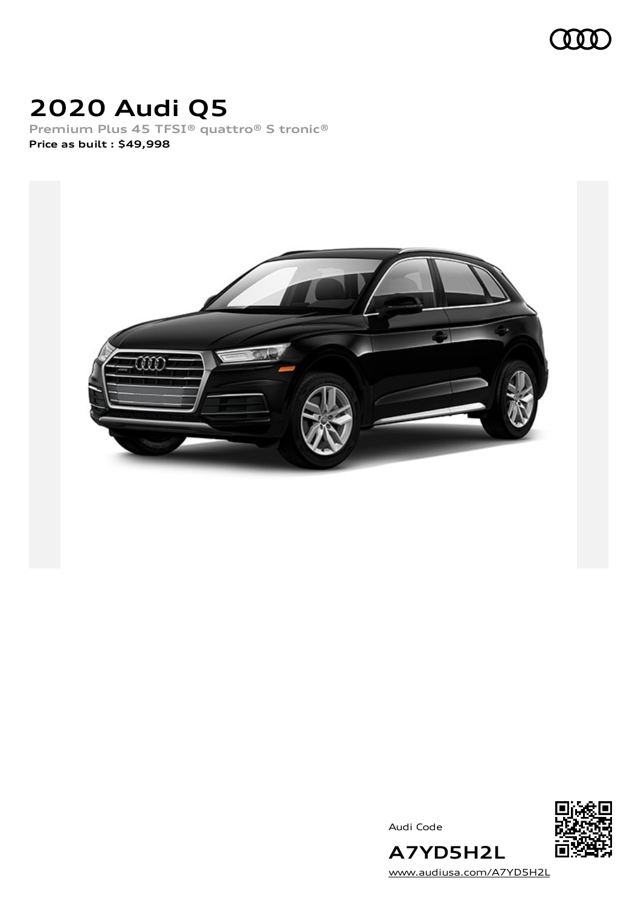# 2020 Audi Q5

Premium Plus 45 TFSI® quattro® S tronic®

**Price as built : $49,998**

Audi Code

**A7YD5H2L**

www.audiusa.com/A7YD5H2L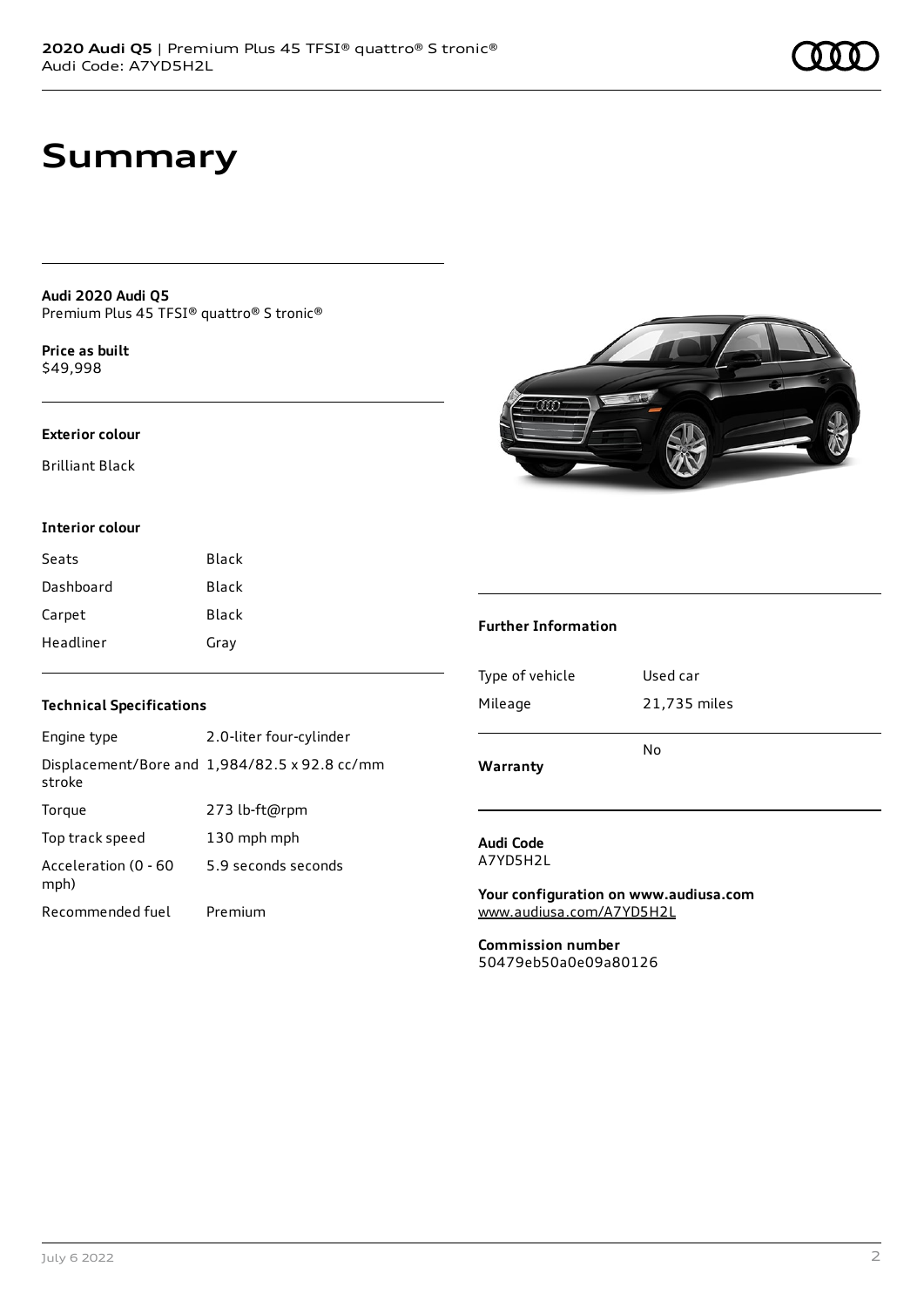# Summary

**Audi 2020 Audi Q5**
Premium Plus 45 TFSI® quattro® S tronic®

**Price as built**
$49,998

### Exterior colour

Brilliant Black

### Interior colour

| | |
|---|---|
| Seats | Black |
| Dashboard | Black |
| Carpet | Black |
| Headliner | Gray |

### Technical Specifications

| | |
|---|---|
| Engine type | 2.0-liter four-cylinder |
| Displacement/Bore and stroke | 1,984/82.5 x 92.8 cc/mm |
| Torque | 273 lb-ft@rpm |
| Top track speed | 130 mph mph |
| Acceleration (0 - 60 mph) | 5.9 seconds seconds |
| Recommended fuel | Premium |

### Further Information

| | |
|---|---|
| Type of vehicle | Used car |
| Mileage | 21,735 miles |
| **Warranty** | No |

**Audi Code**
A7YD5H2L

**Your configuration on www.audiusa.com**
www.audiusa.com/A7YD5H2L

**Commission number**
50479eb50a0e09a80126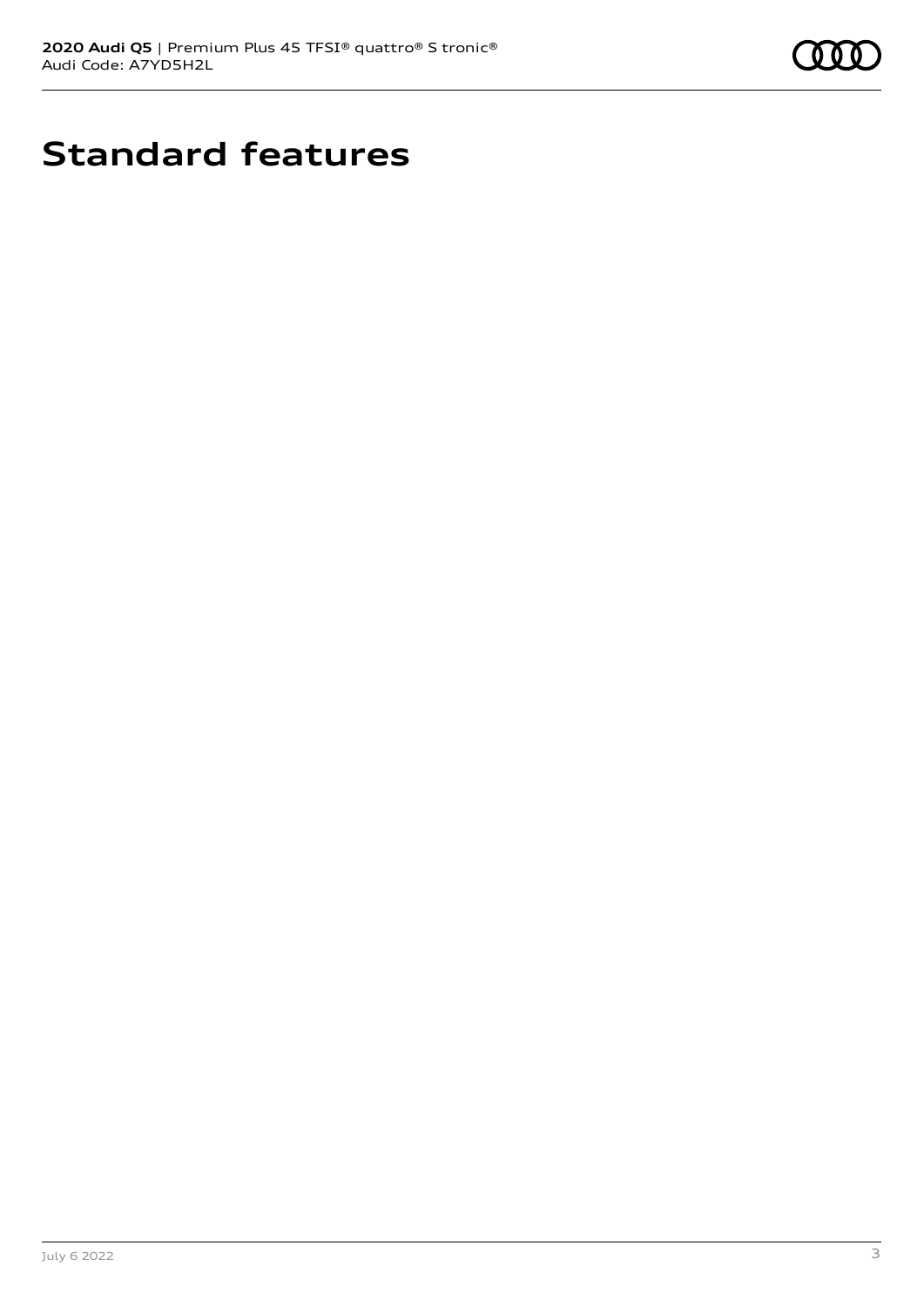# Standard features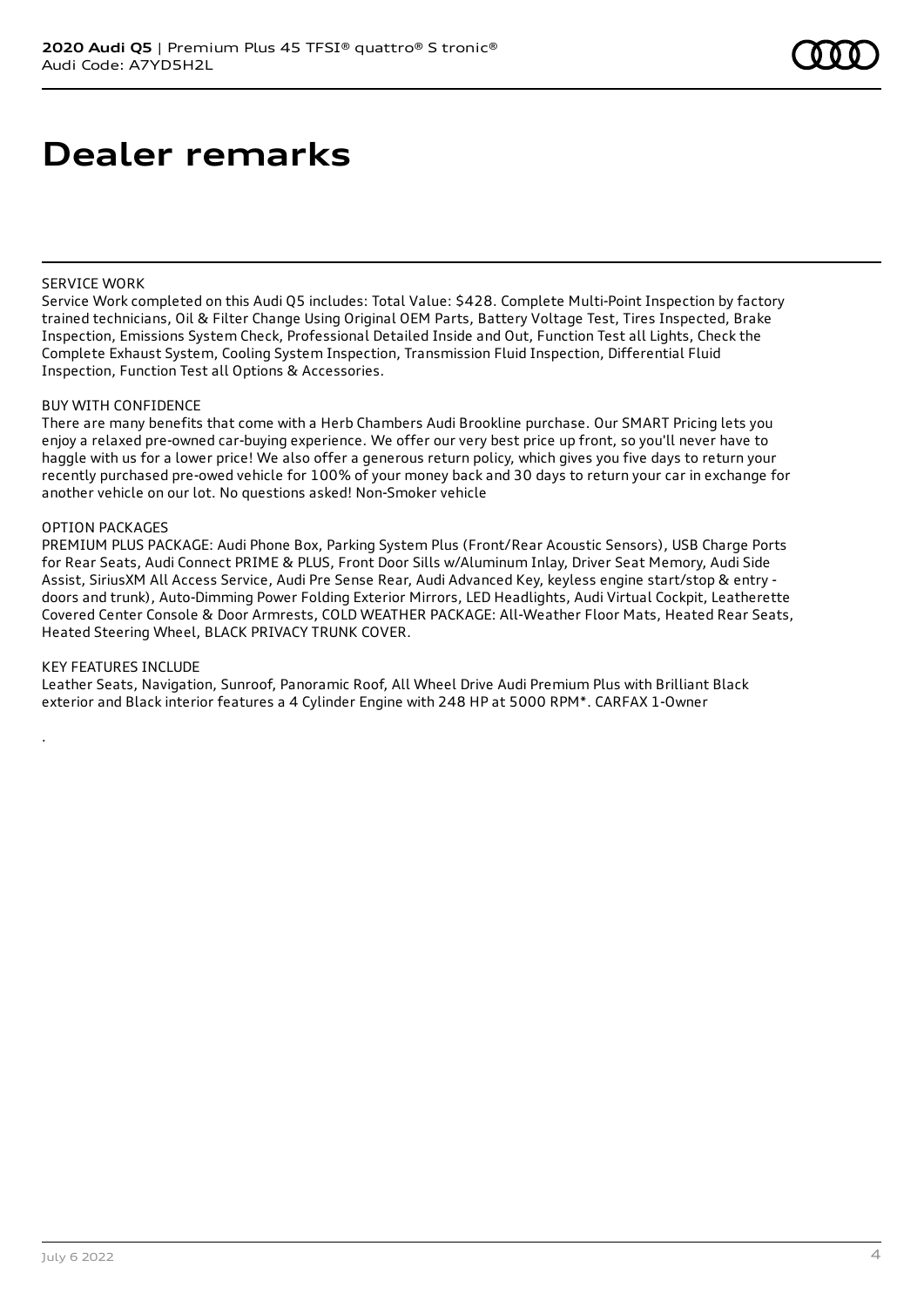# Dealer remarks

SERVICE WORK
Service Work completed on this Audi Q5 includes: Total Value: $428. Complete Multi-Point Inspection by factory trained technicians, Oil & Filter Change Using Original OEM Parts, Battery Voltage Test, Tires Inspected, Brake Inspection, Emissions System Check, Professional Detailed Inside and Out, Function Test all Lights, Check the Complete Exhaust System, Cooling System Inspection, Transmission Fluid Inspection, Differential Fluid Inspection, Function Test all Options & Accessories.

BUY WITH CONFIDENCE
There are many benefits that come with a Herb Chambers Audi Brookline purchase. Our SMART Pricing lets you enjoy a relaxed pre-owned car-buying experience. We offer our very best price up front, so you'll never have to haggle with us for a lower price! We also offer a generous return policy, which gives you five days to return your recently purchased pre-owed vehicle for 100% of your money back and 30 days to return your car in exchange for another vehicle on our lot. No questions asked! Non-Smoker vehicle

OPTION PACKAGES
PREMIUM PLUS PACKAGE: Audi Phone Box, Parking System Plus (Front/Rear Acoustic Sensors), USB Charge Ports for Rear Seats, Audi Connect PRIME & PLUS, Front Door Sills w/Aluminum Inlay, Driver Seat Memory, Audi Side Assist, SiriusXM All Access Service, Audi Pre Sense Rear, Audi Advanced Key, keyless engine start/stop & entry - doors and trunk), Auto-Dimming Power Folding Exterior Mirrors, LED Headlights, Audi Virtual Cockpit, Leatherette Covered Center Console & Door Armrests, COLD WEATHER PACKAGE: All-Weather Floor Mats, Heated Rear Seats, Heated Steering Wheel, BLACK PRIVACY TRUNK COVER.

KEY FEATURES INCLUDE
Leather Seats, Navigation, Sunroof, Panoramic Roof, All Wheel Drive Audi Premium Plus with Brilliant Black exterior and Black interior features a 4 Cylinder Engine with 248 HP at 5000 RPM*. CARFAX 1-Owner

.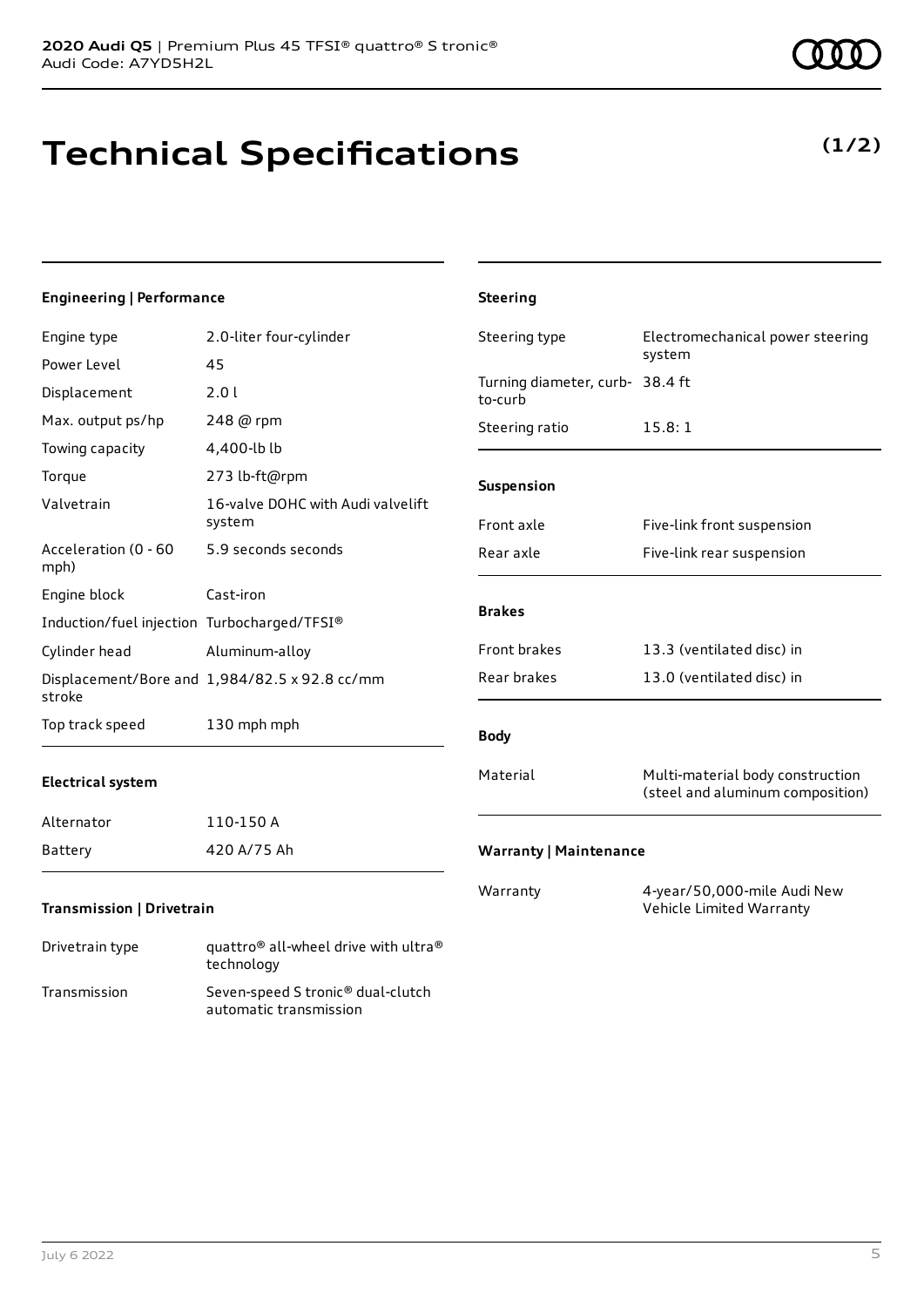2020 Audi Q5 | Premium Plus 45 TFSI® quattro® S tronic®
Audi Code: A7YD5H2L

# Technical Specifications

**(1/2)**

### Engineering | Performance

| | |
|---|---|
| Engine type | 2.0-liter four-cylinder |
| Power Level | 45 |
| Displacement | 2.0 l |
| Max. output ps/hp | 248 @ rpm |
| Towing capacity | 4,400-lb lb |
| Torque | 273 lb-ft@rpm |
| Valvetrain | 16-valve DOHC with Audi valvelift system |
| Acceleration (0 - 60 mph) | 5.9 seconds seconds |
| Engine block | Cast-iron |
| Induction/fuel injection | Turbocharged/TFSI® |
| Cylinder head | Aluminum-alloy |
| Displacement/Bore and stroke | 1,984/82.5 x 92.8 cc/mm |
| Top track speed | 130 mph mph |

### Electrical system

| | |
|---|---|
| Alternator | 110-150 A |
| Battery | 420 A/75 Ah |

### Transmission | Drivetrain

| | |
|---|---|
| Drivetrain type | quattro® all-wheel drive with ultra® technology |
| Transmission | Seven-speed S tronic® dual-clutch automatic transmission |

### Steering

| | |
|---|---|
| Steering type | Electromechanical power steering system |
| Turning diameter, curb-to-curb | 38.4 ft |
| Steering ratio | 15.8: 1 |

### Suspension

| | |
|---|---|
| Front axle | Five-link front suspension |
| Rear axle | Five-link rear suspension |

### Brakes

| | |
|---|---|
| Front brakes | 13.3 (ventilated disc) in |
| Rear brakes | 13.0 (ventilated disc) in |

### Body

| | |
|---|---|
| Material | Multi-material body construction (steel and aluminum composition) |

### Warranty | Maintenance

| | |
|---|---|
| Warranty | 4-year/50,000-mile Audi New Vehicle Limited Warranty |

July 6 2022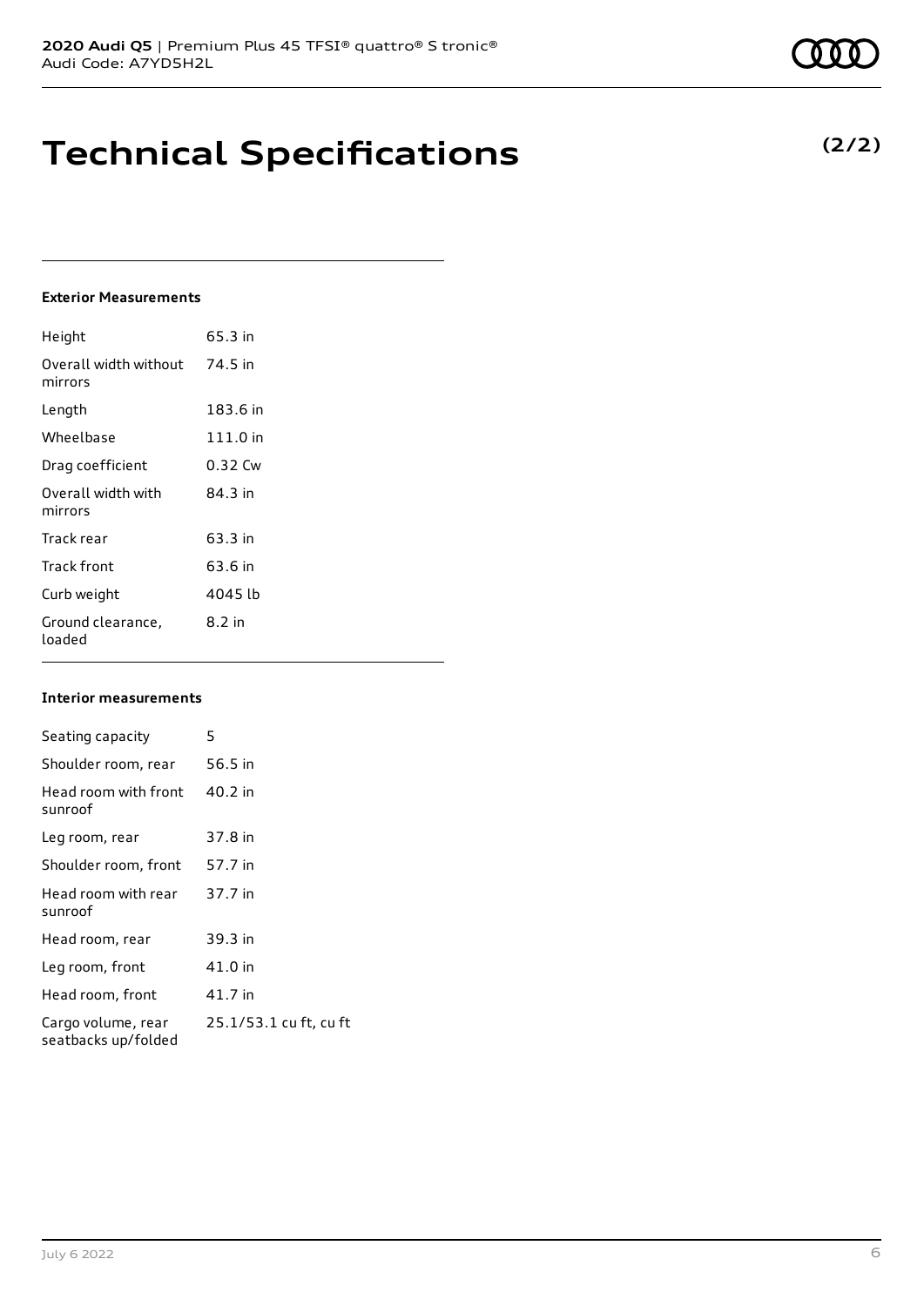# Technical Specifications

**(2/2)**

### Exterior Measurements

| | |
|---|---|
| Height | 65.3 in |
| Overall width without mirrors | 74.5 in |
| Length | 183.6 in |
| Wheelbase | 111.0 in |
| Drag coefficient | 0.32 Cw |
| Overall width with mirrors | 84.3 in |
| Track rear | 63.3 in |
| Track front | 63.6 in |
| Curb weight | 4045 lb |
| Ground clearance, loaded | 8.2 in |

### Interior measurements

| | |
|---|---|
| Seating capacity | 5 |
| Shoulder room, rear | 56.5 in |
| Head room with front sunroof | 40.2 in |
| Leg room, rear | 37.8 in |
| Shoulder room, front | 57.7 in |
| Head room with rear sunroof | 37.7 in |
| Head room, rear | 39.3 in |
| Leg room, front | 41.0 in |
| Head room, front | 41.7 in |
| Cargo volume, rear seatbacks up/folded | 25.1/53.1 cu ft, cu ft |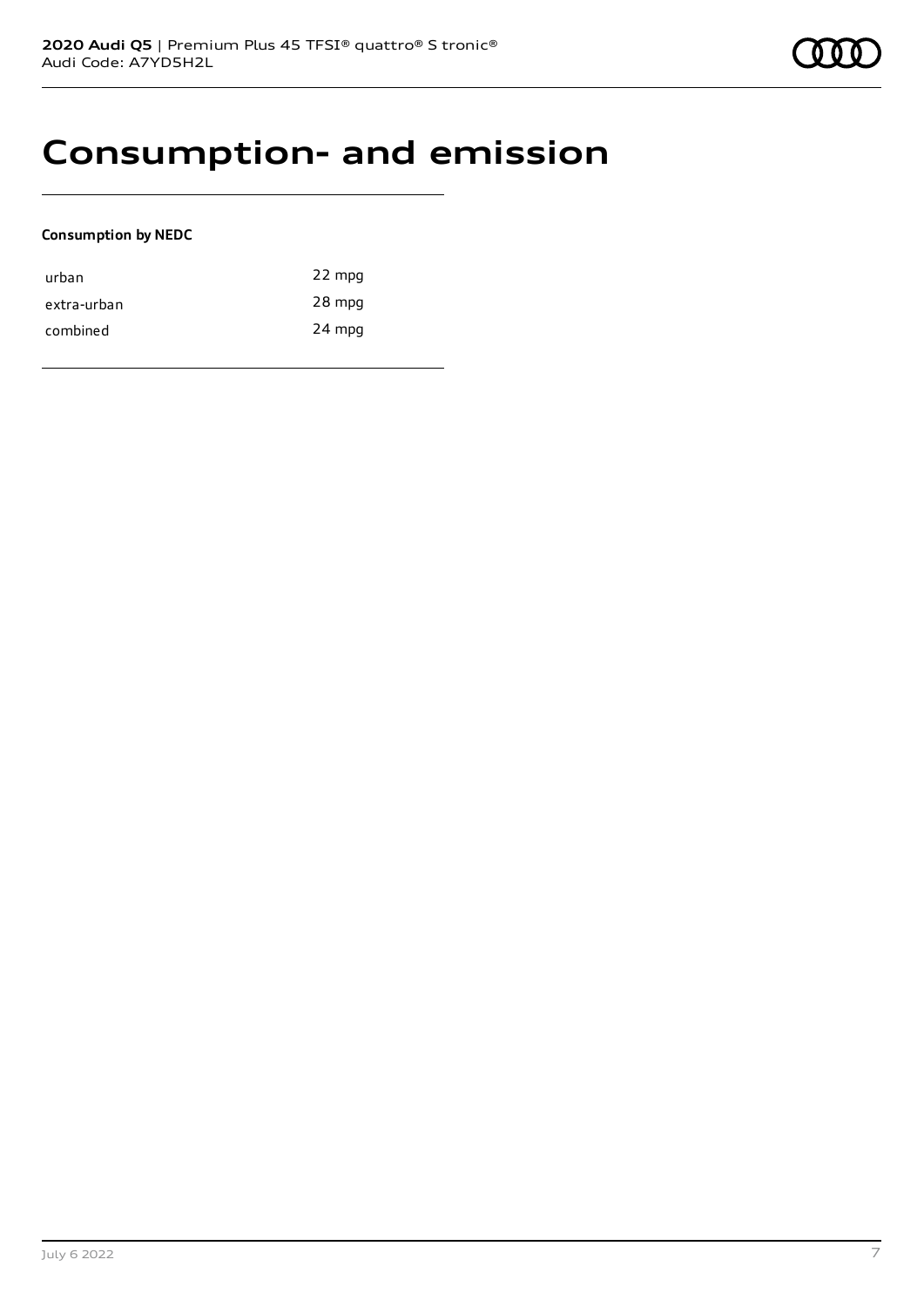# Consumption- and emission

**Consumption by NEDC**

| | |
|---|---|
| urban | 22 mpg |
| extra-urban | 28 mpg |
| combined | 24 mpg |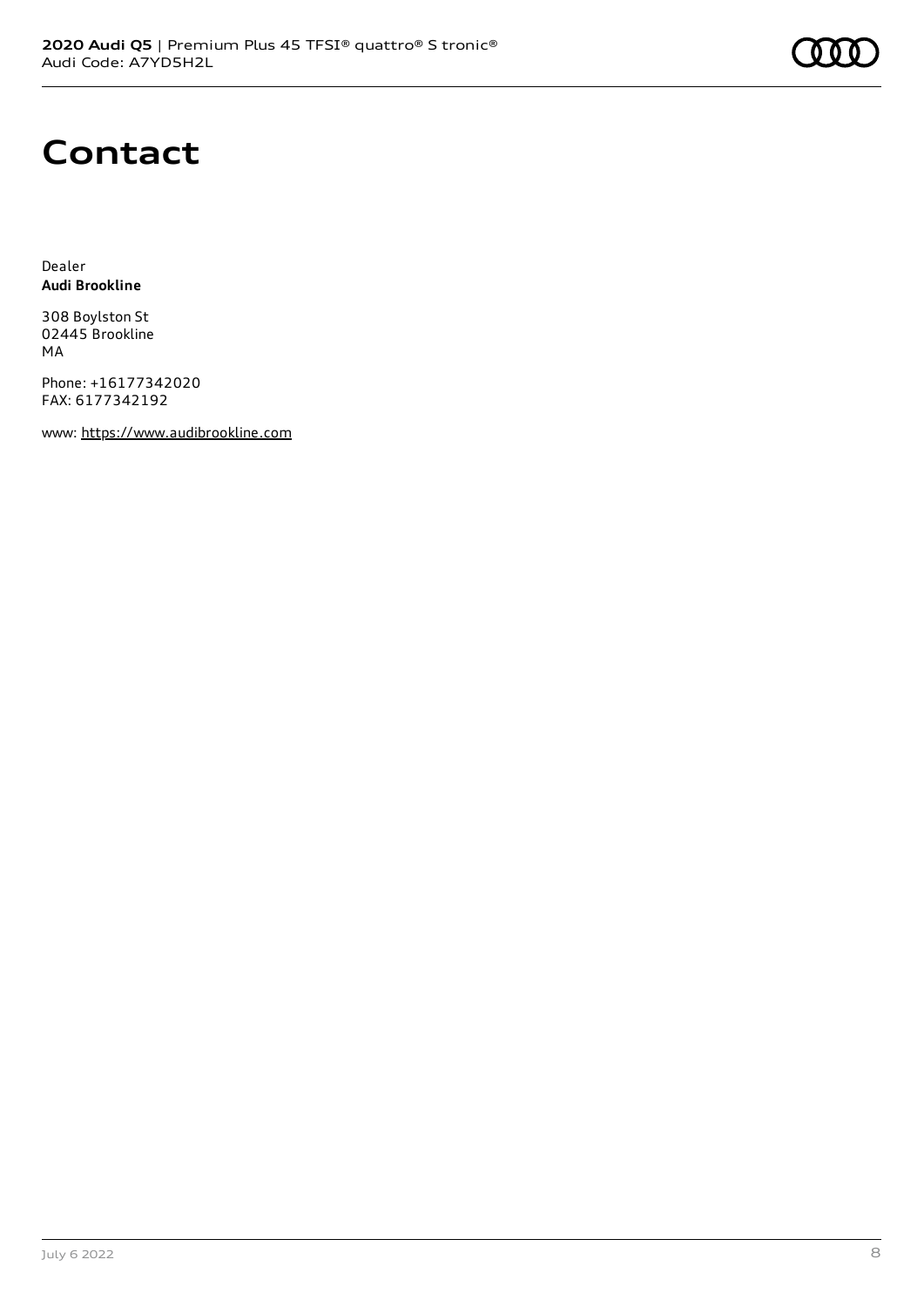# Contact

Dealer
**Audi Brookline**

308 Boylston St
02445 Brookline
MA

Phone: +16177342020
FAX: 6177342192

www: https://www.audibrookline.com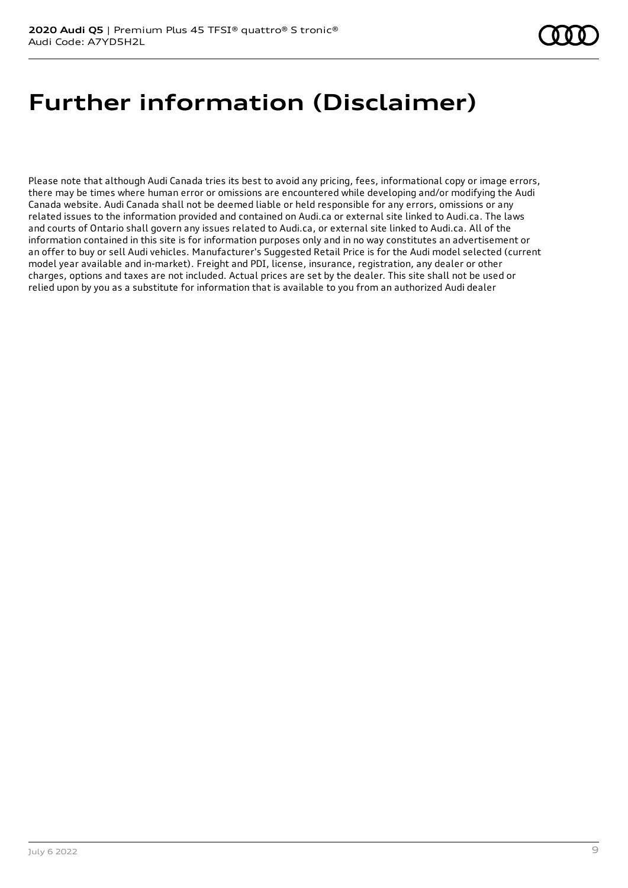# Further information (Disclaimer)

Please note that although Audi Canada tries its best to avoid any pricing, fees, informational copy or image errors, there may be times where human error or omissions are encountered while developing and/or modifying the Audi Canada website. Audi Canada shall not be deemed liable or held responsible for any errors, omissions or any related issues to the information provided and contained on Audi.ca or external site linked to Audi.ca. The laws and courts of Ontario shall govern any issues related to Audi.ca, or external site linked to Audi.ca. All of the information contained in this site is for information purposes only and in no way constitutes an advertisement or an offer to buy or sell Audi vehicles. Manufacturer's Suggested Retail Price is for the Audi model selected (current model year available and in-market). Freight and PDI, license, insurance, registration, any dealer or other charges, options and taxes are not included. Actual prices are set by the dealer. This site shall not be used or relied upon by you as a substitute for information that is available to you from an authorized Audi dealer